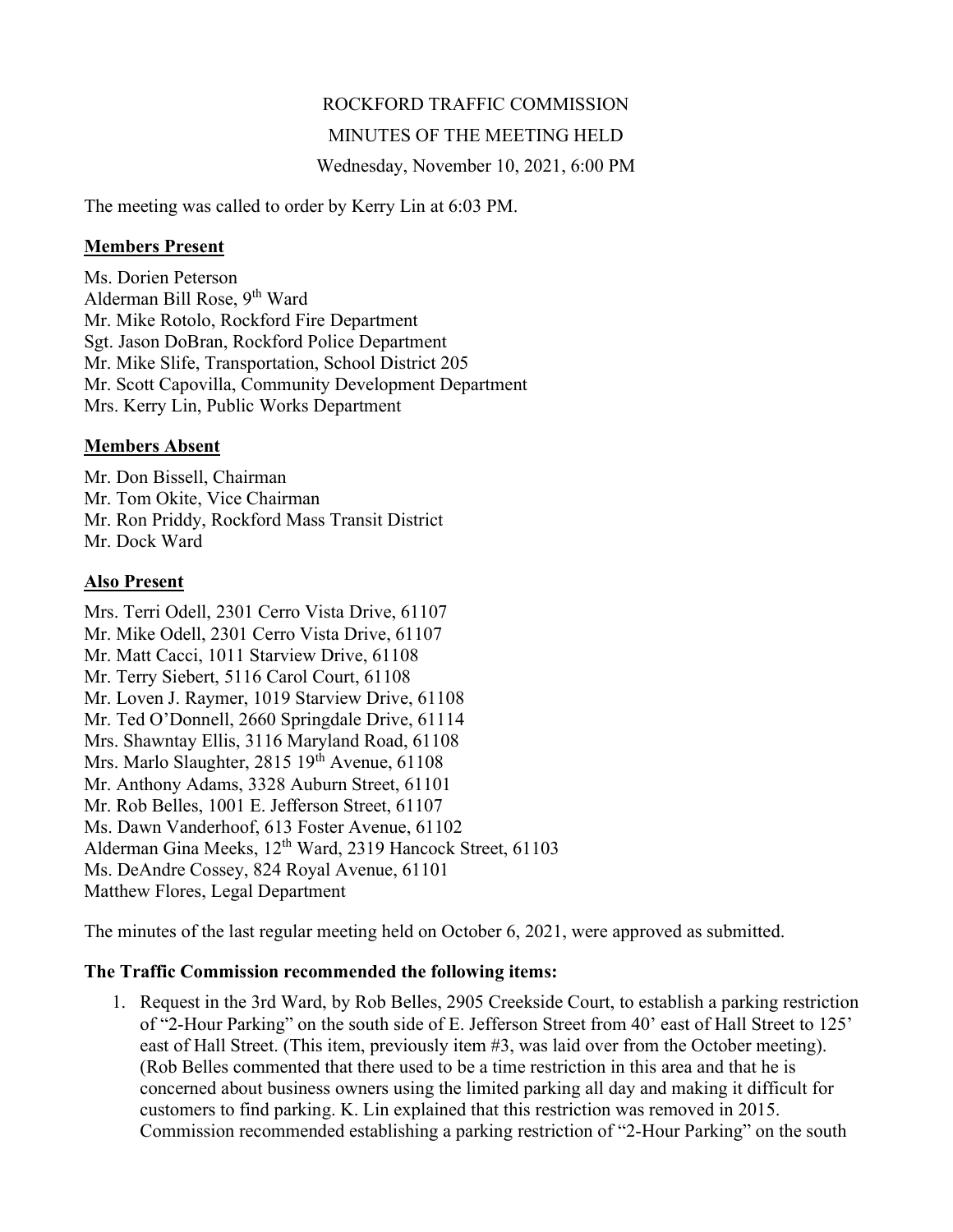ROCKFORD TRAFFIC COMMISSION

MINUTES OF THE MEETING HELD

Wednesday, November 10, 2021, 6:00 PM

The meeting was called to order by Kerry Lin at 6:03 PM.

## Members Present

Ms. Dorien Peterson
Alderman Bill Rose, 9th Ward
Mr. Mike Rotolo, Rockford Fire Department
Sgt. Jason DoBran, Rockford Police Department
Mr. Mike Slife, Transportation, School District 205
Mr. Scott Capovilla, Community Development Department
Mrs. Kerry Lin, Public Works Department

## Members Absent

Mr. Don Bissell, Chairman
Mr. Tom Okite, Vice Chairman
Mr. Ron Priddy, Rockford Mass Transit District
Mr. Dock Ward

## Also Present

Mrs. Terri Odell, 2301 Cerro Vista Drive, 61107
Mr. Mike Odell, 2301 Cerro Vista Drive, 61107
Mr. Matt Cacci, 1011 Starview Drive, 61108
Mr. Terry Siebert, 5116 Carol Court, 61108
Mr. Loven J. Raymer, 1019 Starview Drive, 61108
Mr. Ted O'Donnell, 2660 Springdale Drive, 61114
Mrs. Shawntay Ellis, 3116 Maryland Road, 61108
Mrs. Marlo Slaughter, 2815 19th Avenue, 61108
Mr. Anthony Adams, 3328 Auburn Street, 61101
Mr. Rob Belles, 1001 E. Jefferson Street, 61107
Ms. Dawn Vanderhoof, 613 Foster Avenue, 61102
Alderman Gina Meeks, 12th Ward, 2319 Hancock Street, 61103
Ms. DeAndre Cossey, 824 Royal Avenue, 61101
Matthew Flores, Legal Department

The minutes of the last regular meeting held on October 6, 2021, were approved as submitted.

**The Traffic Commission recommended the following items:**

1. Request in the 3rd Ward, by Rob Belles, 2905 Creekside Court, to establish a parking restriction of "2-Hour Parking" on the south side of E. Jefferson Street from 40' east of Hall Street to 125' east of Hall Street. (This item, previously item #3, was laid over from the October meeting). (Rob Belles commented that there used to be a time restriction in this area and that he is concerned about business owners using the limited parking all day and making it difficult for customers to find parking. K. Lin explained that this restriction was removed in 2015. Commission recommended establishing a parking restriction of "2-Hour Parking" on the south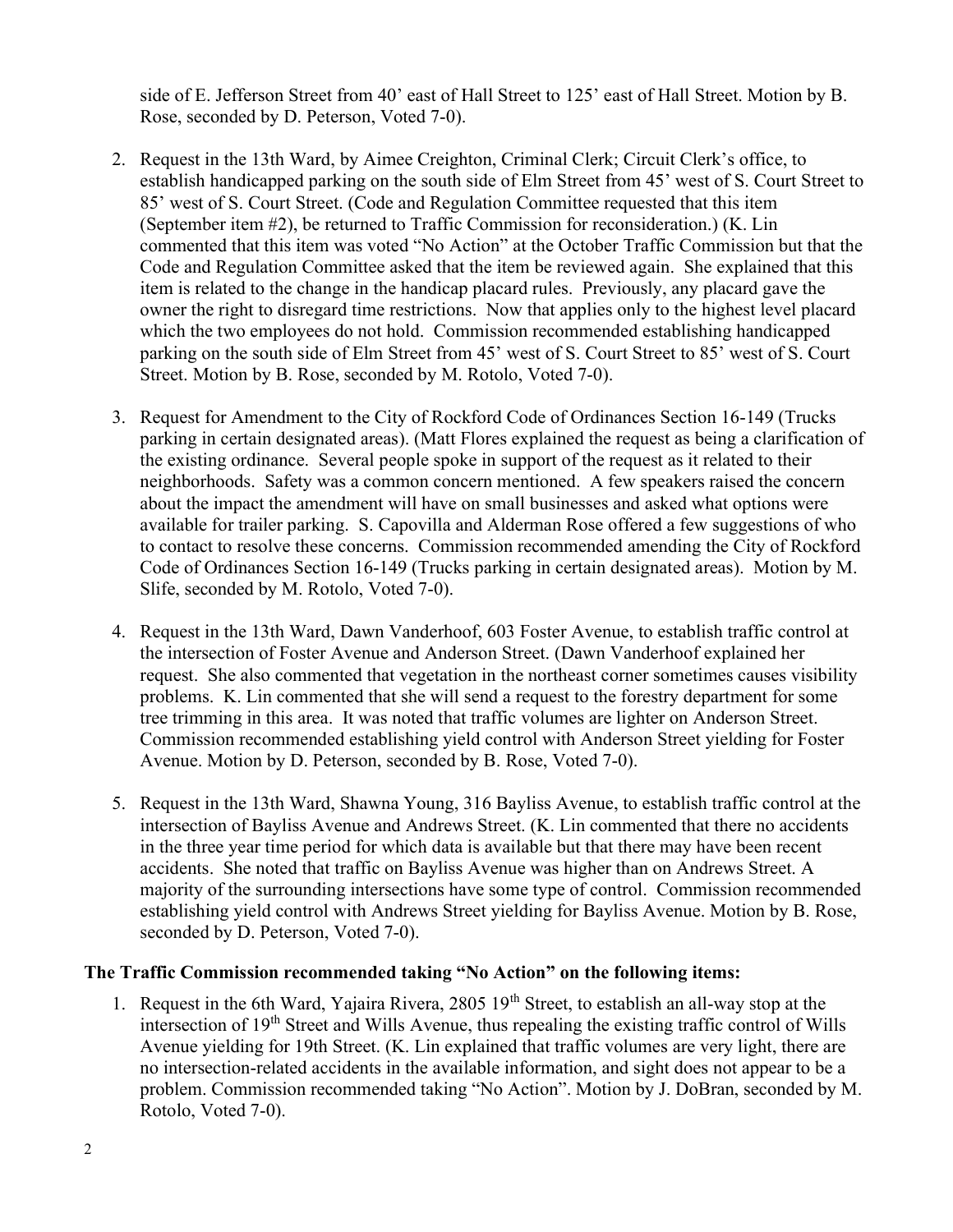side of E. Jefferson Street from 40' east of Hall Street to 125' east of Hall Street. Motion by B. Rose, seconded by D. Peterson, Voted 7-0).

2. Request in the 13th Ward, by Aimee Creighton, Criminal Clerk; Circuit Clerk's office, to establish handicapped parking on the south side of Elm Street from 45' west of S. Court Street to 85' west of S. Court Street. (Code and Regulation Committee requested that this item (September item #2), be returned to Traffic Commission for reconsideration.) (K. Lin commented that this item was voted "No Action" at the October Traffic Commission but that the Code and Regulation Committee asked that the item be reviewed again. She explained that this item is related to the change in the handicap placard rules. Previously, any placard gave the owner the right to disregard time restrictions. Now that applies only to the highest level placard which the two employees do not hold. Commission recommended establishing handicapped parking on the south side of Elm Street from 45' west of S. Court Street to 85' west of S. Court Street. Motion by B. Rose, seconded by M. Rotolo, Voted 7-0).

3. Request for Amendment to the City of Rockford Code of Ordinances Section 16-149 (Trucks parking in certain designated areas). (Matt Flores explained the request as being a clarification of the existing ordinance. Several people spoke in support of the request as it related to their neighborhoods. Safety was a common concern mentioned. A few speakers raised the concern about the impact the amendment will have on small businesses and asked what options were available for trailer parking. S. Capovilla and Alderman Rose offered a few suggestions of who to contact to resolve these concerns. Commission recommended amending the City of Rockford Code of Ordinances Section 16-149 (Trucks parking in certain designated areas). Motion by M. Slife, seconded by M. Rotolo, Voted 7-0).

4. Request in the 13th Ward, Dawn Vanderhoof, 603 Foster Avenue, to establish traffic control at the intersection of Foster Avenue and Anderson Street. (Dawn Vanderhoof explained her request. She also commented that vegetation in the northeast corner sometimes causes visibility problems. K. Lin commented that she will send a request to the forestry department for some tree trimming in this area. It was noted that traffic volumes are lighter on Anderson Street. Commission recommended establishing yield control with Anderson Street yielding for Foster Avenue. Motion by D. Peterson, seconded by B. Rose, Voted 7-0).

5. Request in the 13th Ward, Shawna Young, 316 Bayliss Avenue, to establish traffic control at the intersection of Bayliss Avenue and Andrews Street. (K. Lin commented that there no accidents in the three year time period for which data is available but that there may have been recent accidents. She noted that traffic on Bayliss Avenue was higher than on Andrews Street. A majority of the surrounding intersections have some type of control. Commission recommended establishing yield control with Andrews Street yielding for Bayliss Avenue. Motion by B. Rose, seconded by D. Peterson, Voted 7-0).

**The Traffic Commission recommended taking "No Action" on the following items:**

1. Request in the 6th Ward, Yajaira Rivera, 2805 19th Street, to establish an all-way stop at the intersection of 19th Street and Wills Avenue, thus repealing the existing traffic control of Wills Avenue yielding for 19th Street. (K. Lin explained that traffic volumes are very light, there are no intersection-related accidents in the available information, and sight does not appear to be a problem. Commission recommended taking "No Action". Motion by J. DoBran, seconded by M. Rotolo, Voted 7-0).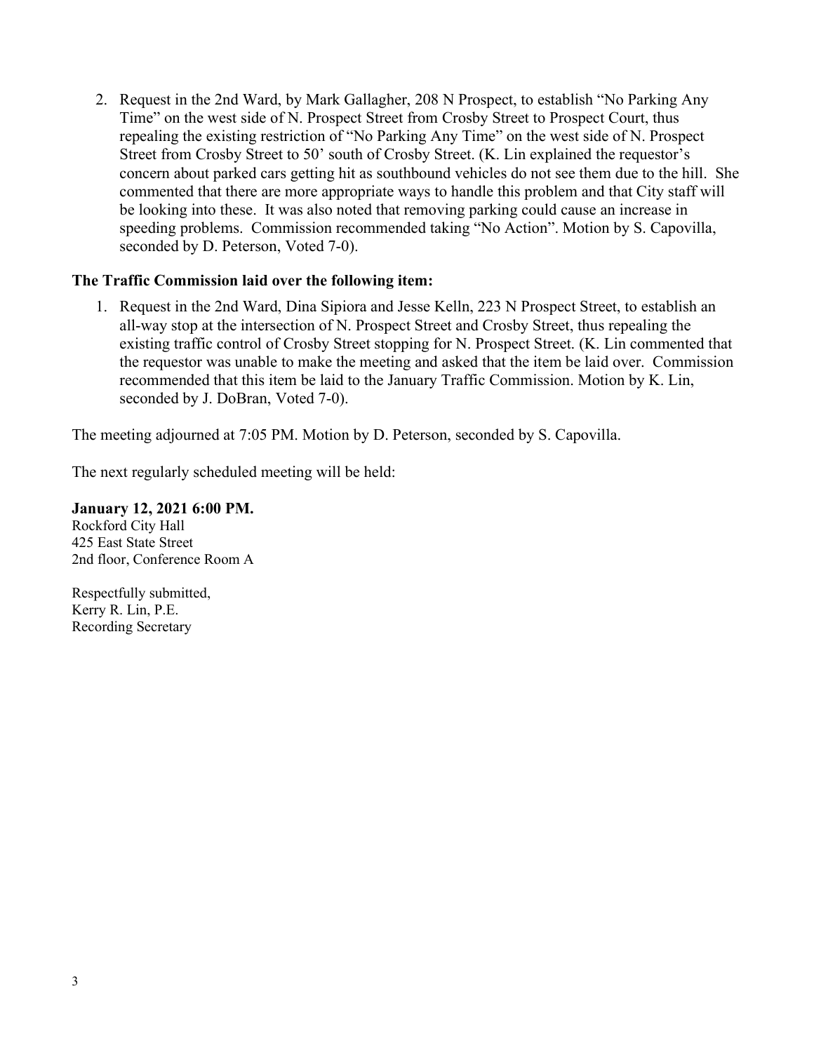2. Request in the 2nd Ward, by Mark Gallagher, 208 N Prospect, to establish "No Parking Any Time" on the west side of N. Prospect Street from Crosby Street to Prospect Court, thus repealing the existing restriction of "No Parking Any Time" on the west side of N. Prospect Street from Crosby Street to 50' south of Crosby Street. (K. Lin explained the requestor's concern about parked cars getting hit as southbound vehicles do not see them due to the hill. She commented that there are more appropriate ways to handle this problem and that City staff will be looking into these. It was also noted that removing parking could cause an increase in speeding problems. Commission recommended taking "No Action". Motion by S. Capovilla, seconded by D. Peterson, Voted 7-0).

**The Traffic Commission laid over the following item:**

1. Request in the 2nd Ward, Dina Sipiora and Jesse Kelln, 223 N Prospect Street, to establish an all-way stop at the intersection of N. Prospect Street and Crosby Street, thus repealing the existing traffic control of Crosby Street stopping for N. Prospect Street. (K. Lin commented that the requestor was unable to make the meeting and asked that the item be laid over. Commission recommended that this item be laid to the January Traffic Commission. Motion by K. Lin, seconded by J. DoBran, Voted 7-0).

The meeting adjourned at 7:05 PM. Motion by D. Peterson, seconded by S. Capovilla.

The next regularly scheduled meeting will be held:

**January 12, 2021 6:00 PM.**
Rockford City Hall
425 East State Street
2nd floor, Conference Room A

Respectfully submitted,
Kerry R. Lin, P.E.
Recording Secretary